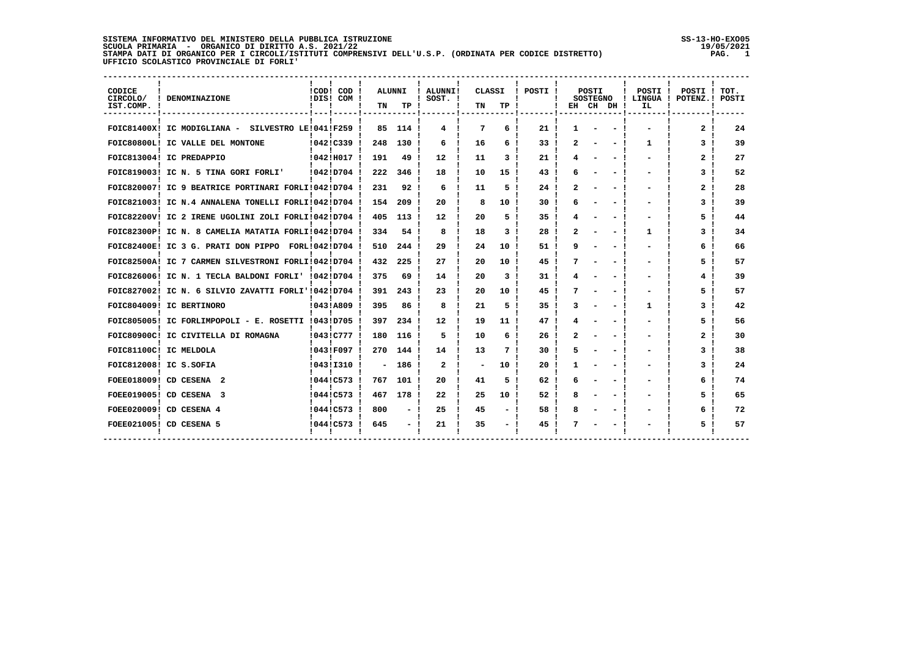SISTEMA INFORMATIVO DEL MINISTERO DELLA PUBBLICA ISTRUZIONE
SCUOLA PRIMARIA - ORGANICO DI DIRITTO A.S. 2021/22
STAMPA DATI DI ORGANICO PER I CIRCOLI/ISTITUTI COMPRENSIVI DELL'U.S.P. (ORDINATA PER CODICE DISTRETTO)
UFFICIO SCOLASTICO PROVINCIALE DI FORLI'

SS-13-HO-EXO05
19/05/2021

| CODICE CIRCOLO/ IST.COMP. | DENOMINAZIONE | COD DIS | COD COM | ALUNNI | | ALUNNI SOST. | CLASSI | | POSTI | POSTI SOSTEGNO | | | POSTI LINGUA IL | POSTI POTENZ. | TOT. POSTI |
|---|---|---|---|---|---|---|---|---|---|---|---|---|---|---|---|
| | | | | TN | TP | | TN | TP | | EH | CH | DH | | | |
| FOIC81400X | IC MODIGLIANA - SILVESTRO LE | 041 | F259 | 85 | 114 | 4 | 7 | 6 | 21 | 1 | - | - | - | 2 | 24 |
| FOIC80800L | IC VALLE DEL MONTONE | 042 | C339 | 248 | 130 | 6 | 16 | 6 | 33 | 2 | - | - | 1 | 3 | 39 |
| FOIC813004 | IC PREDAPPIO | 042 | H017 | 191 | 49 | 12 | 11 | 3 | 21 | 4 | - | - | - | 2 | 27 |
| FOIC819003 | IC N. 5 TINA GORI FORLI' | 042 | D704 | 222 | 346 | 18 | 10 | 15 | 43 | 6 | - | - | - | 3 | 52 |
| FOIC820007 | IC 9 BEATRICE PORTINARI FORLI | 042 | D704 | 231 | 92 | 6 | 11 | 5 | 24 | 2 | - | - | - | 2 | 28 |
| FOIC821003 | IC N.4 ANNALENA TONELLI FORLI | 042 | D704 | 154 | 209 | 20 | 8 | 10 | 30 | 6 | - | - | - | 3 | 39 |
| FOIC82200V | IC 2 IRENE UGOLINI ZOLI FORLI | 042 | D704 | 405 | 113 | 12 | 20 | 5 | 35 | 4 | - | - | - | 5 | 44 |
| FOIC82300P | IC N. 8 CAMELIA MATATIA FORLI | 042 | D704 | 334 | 54 | 8 | 18 | 3 | 28 | 2 | - | - | 1 | 3 | 34 |
| FOIC82400E | IC 3 G. PRATI DON PIPPO FORL | 042 | D704 | 510 | 244 | 29 | 24 | 10 | 51 | 9 | - | - | - | 6 | 66 |
| FOIC82500A | IC 7 CARMEN SILVESTRONI FORLI | 042 | D704 | 432 | 225 | 27 | 20 | 10 | 45 | 7 | - | - | - | 5 | 57 |
| FOIC826006 | IC N. 1 TECLA BALDONI FORLI' | 042 | D704 | 375 | 69 | 14 | 20 | 3 | 31 | 4 | - | - | - | 4 | 39 |
| FOIC827002 | IC N. 6 SILVIO ZAVATTI FORLI' | 042 | D704 | 391 | 243 | 23 | 20 | 10 | 45 | 7 | - | - | - | 5 | 57 |
| FOIC804009 | IC BERTINORO | 043 | A809 | 395 | 86 | 8 | 21 | 5 | 35 | 3 | - | - | 1 | 3 | 42 |
| FOIC805005 | IC FORLIMPOPOLI - E. ROSETTI | 043 | D705 | 397 | 234 | 12 | 19 | 11 | 47 | 4 | - | - | - | 5 | 56 |
| FOIC80900C | IC CIVITELLA DI ROMAGNA | 043 | C777 | 180 | 116 | 5 | 10 | 6 | 26 | 2 | - | - | - | 2 | 30 |
| FOIC81100C | IC MELDOLA | 043 | F097 | 270 | 144 | 14 | 13 | 7 | 30 | 5 | - | - | - | 3 | 38 |
| FOIC812008 | IC S.SOFIA | 043 | I310 | - | 186 | 2 | - | 10 | 20 | 1 | - | - | - | 3 | 24 |
| FOEE018009 | CD CESENA 2 | 044 | C573 | 767 | 101 | 20 | 41 | 5 | 62 | 6 | - | - | - | 6 | 74 |
| FOEE019005 | CD CESENA 3 | 044 | C573 | 467 | 178 | 22 | 25 | 10 | 52 | 8 | - | - | - | 5 | 65 |
| FOEE020009 | CD CESENA 4 | 044 | C573 | 800 | - | 25 | 45 | - | 58 | 8 | - | - | - | 6 | 72 |
| FOEE021005 | CD CESENA 5 | 044 | C573 | 645 | - | 21 | 35 | - | 45 | 7 | - | - | - | 5 | 57 |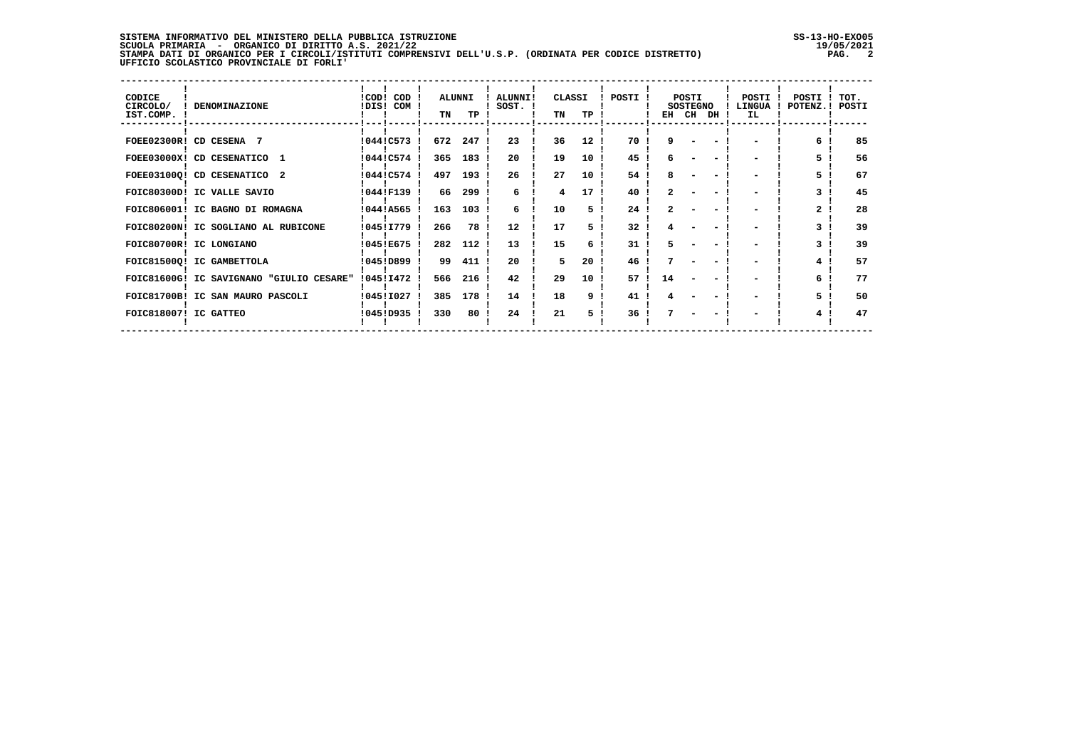SISTEMA INFORMATIVO DEL MINISTERO DELLA PUBBLICA ISTRUZIONE
SCUOLA PRIMARIA - ORGANICO DI DIRITTO A.S. 2021/22
STAMPA DATI DI ORGANICO PER I CIRCOLI/ISTITUTI COMPRENSIVI DELL'U.S.P. (ORDINATA PER CODICE DISTRETTO)
UFFICIO SCOLASTICO PROVINCIALE DI FORLI'

SS-13-HO-EXO05
19/05/2021

| CODICE CIRCOLO/ IST.COMP. | DENOMINAZIONE | COD DIS | COD COM | ALUNNI | | ALUNNI SOST. | CLASSI | | POSTI | POSTI SOSTEGNO | | | POSTI LINGUA IL | POSTI POTENZ. | TOT. POSTI |
|---|---|---|---|---|---|---|---|---|---|---|---|---|---|---|---|
| | | | | TN | TP | | TN | TP | | EH | CH | DH | | | |
| FOEE02300R | CD CESENA 7 | 044 | C573 | 672 | 247 | 23 | 36 | 12 | 70 | 9 | - | - | - | 6 | 85 |
| FOEE03000X | CD CESENATICO 1 | 044 | C574 | 365 | 183 | 20 | 19 | 10 | 45 | 6 | - | - | - | 5 | 56 |
| FOEE03100Q | CD CESENATICO 2 | 044 | C574 | 497 | 193 | 26 | 27 | 10 | 54 | 8 | - | - | - | 5 | 67 |
| FOIC80300D | IC VALLE SAVIO | 044 | F139 | 66 | 299 | 6 | 4 | 17 | 40 | 2 | - | - | - | 3 | 45 |
| FOIC806001 | IC BAGNO DI ROMAGNA | 044 | A565 | 163 | 103 | 6 | 10 | 5 | 24 | 2 | - | - | - | 2 | 28 |
| FOIC80200N | IC SOGLIANO AL RUBICONE | 045 | I779 | 266 | 78 | 12 | 17 | 5 | 32 | 4 | - | - | - | 3 | 39 |
| FOIC80700R | IC LONGIANO | 045 | E675 | 282 | 112 | 13 | 15 | 6 | 31 | 5 | - | - | - | 3 | 39 |
| FOIC81500Q | IC GAMBETTOLA | 045 | D899 | 99 | 411 | 20 | 5 | 20 | 46 | 7 | - | - | - | 4 | 57 |
| FOIC81600G | IC SAVIGNANO "GIULIO CESARE" | 045 | I472 | 566 | 216 | 42 | 29 | 10 | 57 | 14 | - | - | - | 6 | 77 |
| FOIC81700B | IC SAN MAURO PASCOLI | 045 | I027 | 385 | 178 | 14 | 18 | 9 | 41 | 4 | - | - | - | 5 | 50 |
| FOIC818007 | IC GATTEO | 045 | D935 | 330 | 80 | 24 | 21 | 5 | 36 | 7 | - | - | - | 4 | 47 |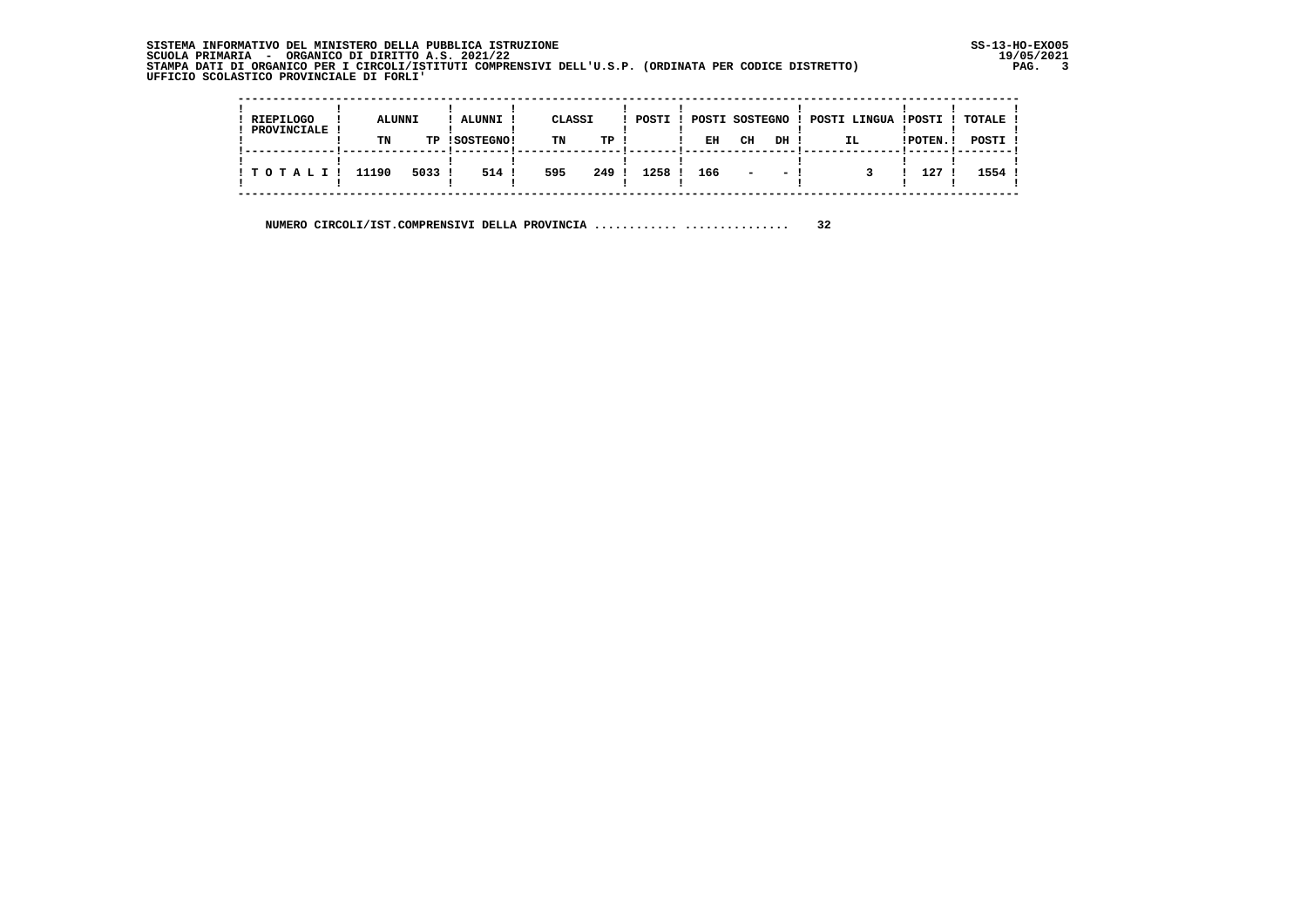SISTEMA INFORMATIVO DEL MINISTERO DELLA PUBBLICA ISTRUZIONE
SCUOLA PRIMARIA - ORGANICO DI DIRITTO A.S. 2021/22
STAMPA DATI DI ORGANICO PER I CIRCOLI/ISTITUTI COMPRENSIVI DELL'U.S.P. (ORDINATA PER CODICE DISTRETTO)
UFFICIO SCOLASTICO PROVINCIALE DI FORLI'

SS-13-HO-EXO05
19/05/2021

| RIEPILOGO PROVINCIALE | ALUNNI | | ALUNNI | CLASSI | | POSTI | POSTI SOSTEGNO | | | POSTI LINGUA | POSTI | TOTALE |
|---|---|---|---|---|---|---|---|---|---|---|---|---|
| | TN | TP | SOSTEGNO | TN | TP | | EH | CH | DH | IL | POTEN. | POSTI |
| T O T A L I | 11190 | 5033 | 514 | 595 | 249 | 1258 | 166 | - | - | 3 | 127 | 1554 |

NUMERO CIRCOLI/IST.COMPRENSIVI DELLA PROVINCIA ............ ............... 32